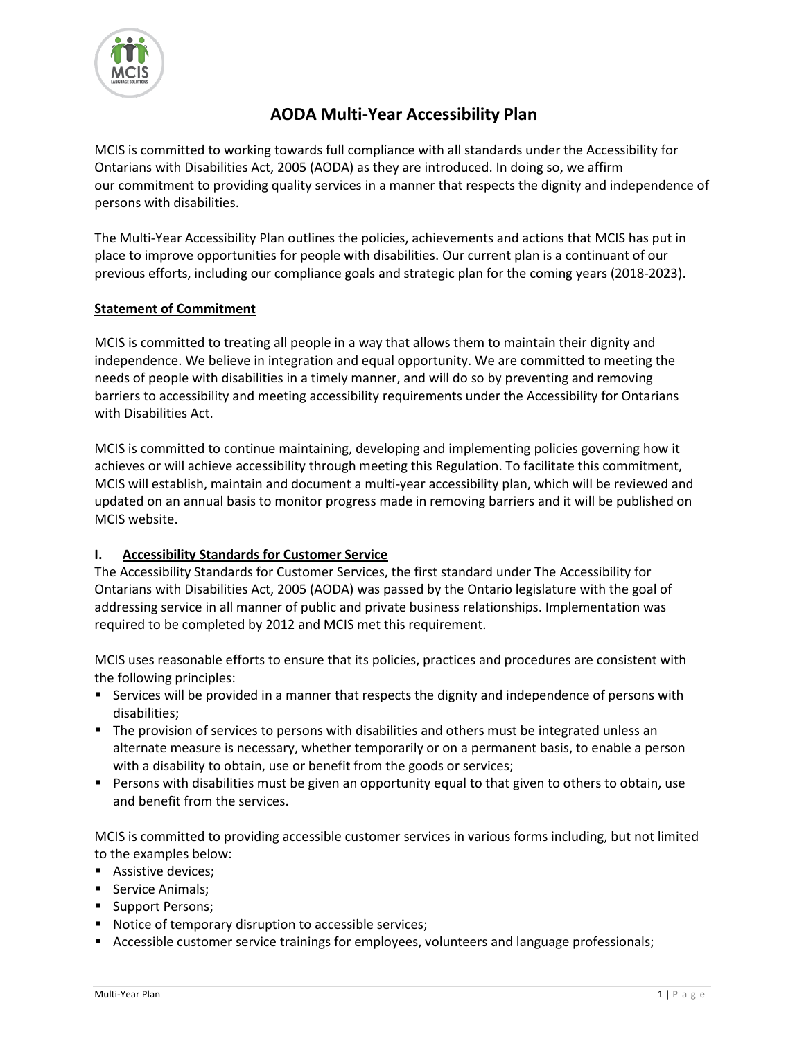# AODA Multi-Year Accessibility Plan

MCIS is committed to working towards full compliance with all standards under the Accessibility for Ontarians with Disabilities Act, 2005 (AODA) as they are introduced. In doing so, we affirm our commitment to providing quality services in a manner that respects the dignity and independence of persons with disabilities.

The Multi-Year Accessibility Plan outlines the policies, achievements and actions that MCIS has put in place to improve opportunities for people with disabilities. Our current plan is a continuant of our previous efforts, including our compliance goals and strategic plan for the coming years (2018-2023).

## Statement of Commitment

MCIS is committed to treating all people in a way that allows them to maintain their dignity and independence. We believe in integration and equal opportunity. We are committed to meeting the needs of people with disabilities in a timely manner, and will do so by preventing and removing barriers to accessibility and meeting accessibility requirements under the Accessibility for Ontarians with Disabilities Act.

MCIS is committed to continue maintaining, developing and implementing policies governing how it achieves or will achieve accessibility through meeting this Regulation. To facilitate this commitment, MCIS will establish, maintain and document a multi-year accessibility plan, which will be reviewed and updated on an annual basis to monitor progress made in removing barriers and it will be published on MCIS website.

## I. Accessibility Standards for Customer Service

The Accessibility Standards for Customer Services, the first standard under The Accessibility for Ontarians with Disabilities Act, 2005 (AODA) was passed by the Ontario legislature with the goal of addressing service in all manner of public and private business relationships. Implementation was required to be completed by 2012 and MCIS met this requirement.

MCIS uses reasonable efforts to ensure that its policies, practices and procedures are consistent with the following principles:

- Services will be provided in a manner that respects the dignity and independence of persons with disabilities;
- The provision of services to persons with disabilities and others must be integrated unless an alternate measure is necessary, whether temporarily or on a permanent basis, to enable a person with a disability to obtain, use or benefit from the goods or services;
- Persons with disabilities must be given an opportunity equal to that given to others to obtain, use and benefit from the services.

MCIS is committed to providing accessible customer services in various forms including, but not limited to the examples below:

- Assistive devices;
- Service Animals;
- Support Persons;
- Notice of temporary disruption to accessible services;
- Accessible customer service trainings for employees, volunteers and language professionals;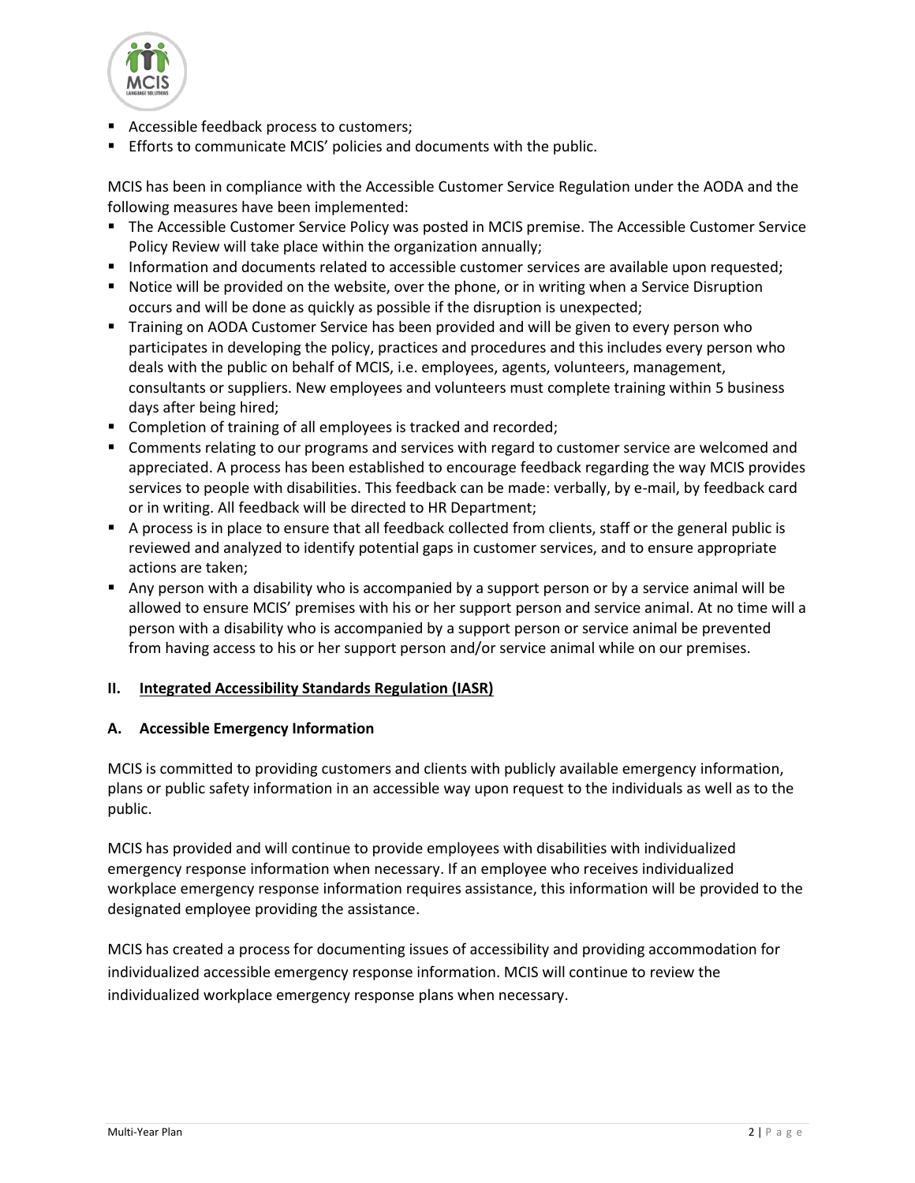- Accessible feedback process to customers;
- Efforts to communicate MCIS' policies and documents with the public.

MCIS has been in compliance with the Accessible Customer Service Regulation under the AODA and the following measures have been implemented:

- The Accessible Customer Service Policy was posted in MCIS premise. The Accessible Customer Service Policy Review will take place within the organization annually;
- Information and documents related to accessible customer services are available upon requested;
- Notice will be provided on the website, over the phone, or in writing when a Service Disruption occurs and will be done as quickly as possible if the disruption is unexpected;
- Training on AODA Customer Service has been provided and will be given to every person who participates in developing the policy, practices and procedures and this includes every person who deals with the public on behalf of MCIS, i.e. employees, agents, volunteers, management, consultants or suppliers. New employees and volunteers must complete training within 5 business days after being hired;
- Completion of training of all employees is tracked and recorded;
- Comments relating to our programs and services with regard to customer service are welcomed and appreciated. A process has been established to encourage feedback regarding the way MCIS provides services to people with disabilities. This feedback can be made: verbally, by e-mail, by feedback card or in writing. All feedback will be directed to HR Department;
- A process is in place to ensure that all feedback collected from clients, staff or the general public is reviewed and analyzed to identify potential gaps in customer services, and to ensure appropriate actions are taken;
- Any person with a disability who is accompanied by a support person or by a service animal will be allowed to ensure MCIS' premises with his or her support person and service animal. At no time will a person with a disability who is accompanied by a support person or service animal be prevented from having access to his or her support person and/or service animal while on our premises.

## II. Integrated Accessibility Standards Regulation (IASR)

### A. Accessible Emergency Information

MCIS is committed to providing customers and clients with publicly available emergency information, plans or public safety information in an accessible way upon request to the individuals as well as to the public.

MCIS has provided and will continue to provide employees with disabilities with individualized emergency response information when necessary. If an employee who receives individualized workplace emergency response information requires assistance, this information will be provided to the designated employee providing the assistance.

MCIS has created a process for documenting issues of accessibility and providing accommodation for individualized accessible emergency response information. MCIS will continue to review the individualized workplace emergency response plans when necessary.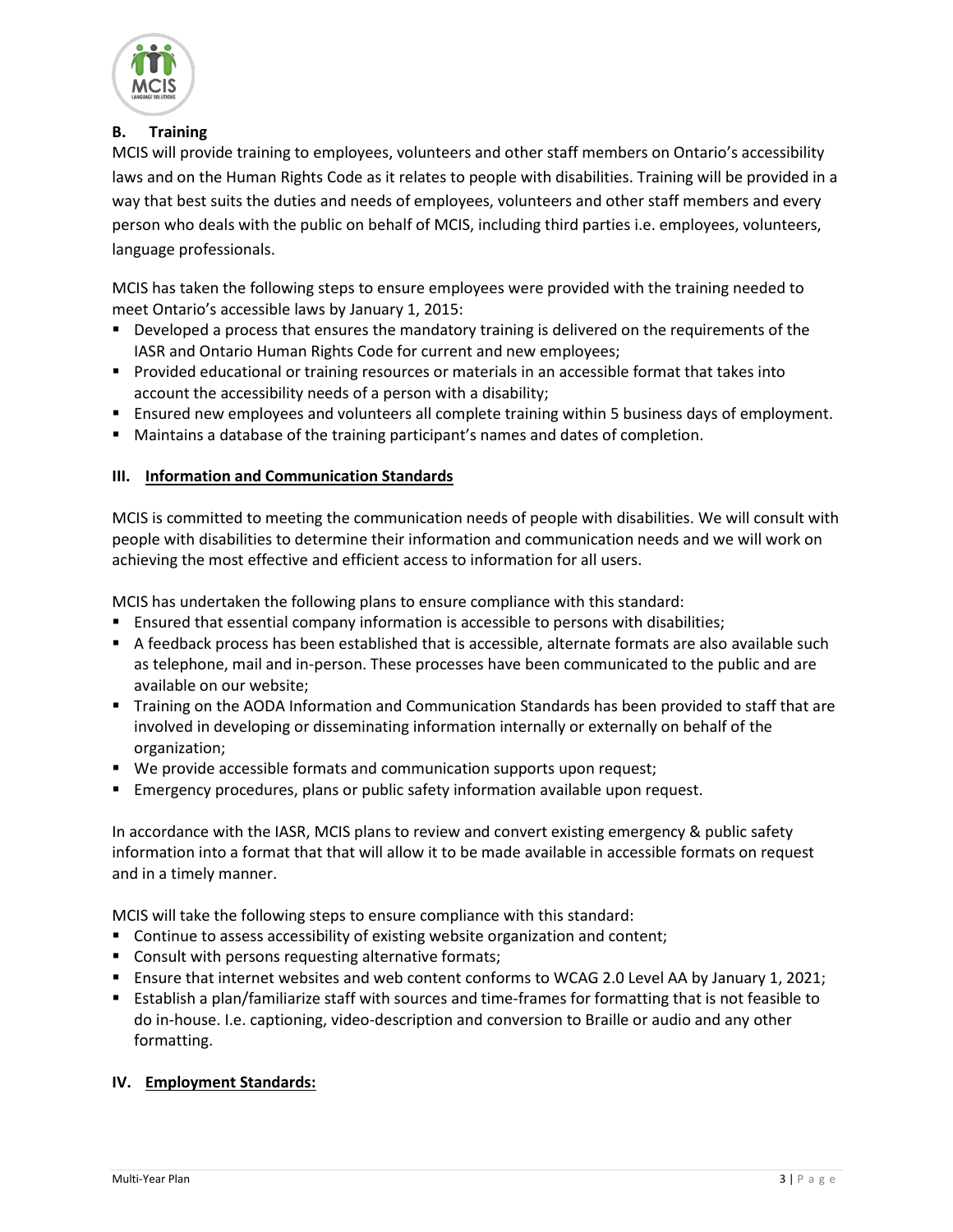### B. Training

MCIS will provide training to employees, volunteers and other staff members on Ontario's accessibility laws and on the Human Rights Code as it relates to people with disabilities. Training will be provided in a way that best suits the duties and needs of employees, volunteers and other staff members and every person who deals with the public on behalf of MCIS, including third parties i.e. employees, volunteers, language professionals.

MCIS has taken the following steps to ensure employees were provided with the training needed to meet Ontario's accessible laws by January 1, 2015:

- Developed a process that ensures the mandatory training is delivered on the requirements of the IASR and Ontario Human Rights Code for current and new employees;
- Provided educational or training resources or materials in an accessible format that takes into account the accessibility needs of a person with a disability;
- Ensured new employees and volunteers all complete training within 5 business days of employment.
- Maintains a database of the training participant's names and dates of completion.

## III. Information and Communication Standards

MCIS is committed to meeting the communication needs of people with disabilities. We will consult with people with disabilities to determine their information and communication needs and we will work on achieving the most effective and efficient access to information for all users.

MCIS has undertaken the following plans to ensure compliance with this standard:

- Ensured that essential company information is accessible to persons with disabilities;
- A feedback process has been established that is accessible, alternate formats are also available such as telephone, mail and in-person. These processes have been communicated to the public and are available on our website;
- Training on the AODA Information and Communication Standards has been provided to staff that are involved in developing or disseminating information internally or externally on behalf of the organization;
- We provide accessible formats and communication supports upon request;
- Emergency procedures, plans or public safety information available upon request.

In accordance with the IASR, MCIS plans to review and convert existing emergency & public safety information into a format that that will allow it to be made available in accessible formats on request and in a timely manner.

MCIS will take the following steps to ensure compliance with this standard:

- Continue to assess accessibility of existing website organization and content;
- Consult with persons requesting alternative formats;
- Ensure that internet websites and web content conforms to WCAG 2.0 Level AA by January 1, 2021;
- Establish a plan/familiarize staff with sources and time-frames for formatting that is not feasible to do in-house. I.e. captioning, video-description and conversion to Braille or audio and any other formatting.

## IV. Employment Standards: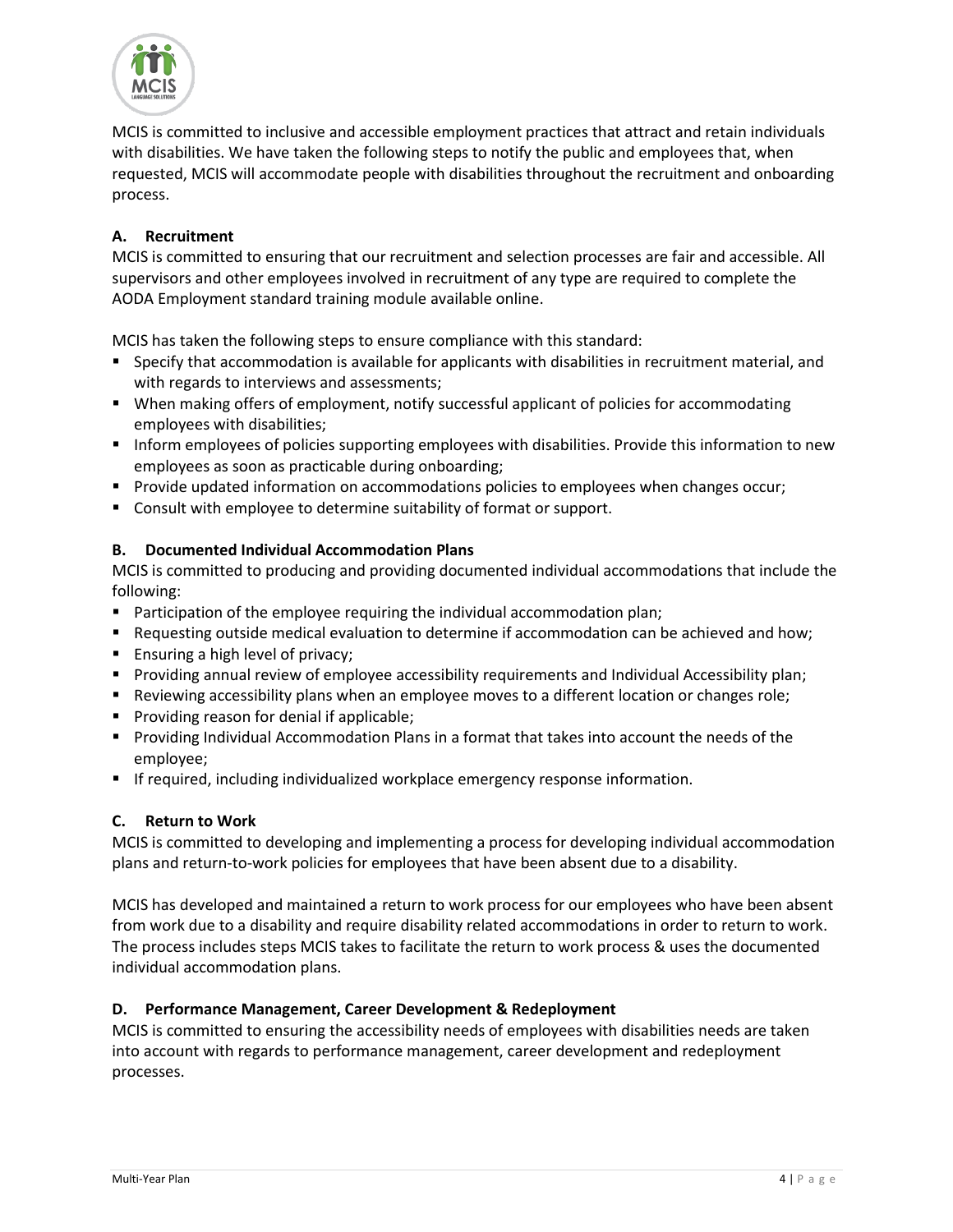MCIS is committed to inclusive and accessible employment practices that attract and retain individuals with disabilities. We have taken the following steps to notify the public and employees that, when requested, MCIS will accommodate people with disabilities throughout the recruitment and onboarding process.

### A. Recruitment

MCIS is committed to ensuring that our recruitment and selection processes are fair and accessible. All supervisors and other employees involved in recruitment of any type are required to complete the AODA Employment standard training module available online.

MCIS has taken the following steps to ensure compliance with this standard:

- Specify that accommodation is available for applicants with disabilities in recruitment material, and with regards to interviews and assessments;
- When making offers of employment, notify successful applicant of policies for accommodating employees with disabilities;
- Inform employees of policies supporting employees with disabilities. Provide this information to new employees as soon as practicable during onboarding;
- Provide updated information on accommodations policies to employees when changes occur;
- Consult with employee to determine suitability of format or support.

### B. Documented Individual Accommodation Plans

MCIS is committed to producing and providing documented individual accommodations that include the following:

- Participation of the employee requiring the individual accommodation plan;
- Requesting outside medical evaluation to determine if accommodation can be achieved and how;
- Ensuring a high level of privacy;
- Providing annual review of employee accessibility requirements and Individual Accessibility plan;
- Reviewing accessibility plans when an employee moves to a different location or changes role;
- Providing reason for denial if applicable;
- Providing Individual Accommodation Plans in a format that takes into account the needs of the employee;
- If required, including individualized workplace emergency response information.

### C. Return to Work

MCIS is committed to developing and implementing a process for developing individual accommodation plans and return-to-work policies for employees that have been absent due to a disability.

MCIS has developed and maintained a return to work process for our employees who have been absent from work due to a disability and require disability related accommodations in order to return to work. The process includes steps MCIS takes to facilitate the return to work process & uses the documented individual accommodation plans.

### D. Performance Management, Career Development & Redeployment

MCIS is committed to ensuring the accessibility needs of employees with disabilities needs are taken into account with regards to performance management, career development and redeployment processes.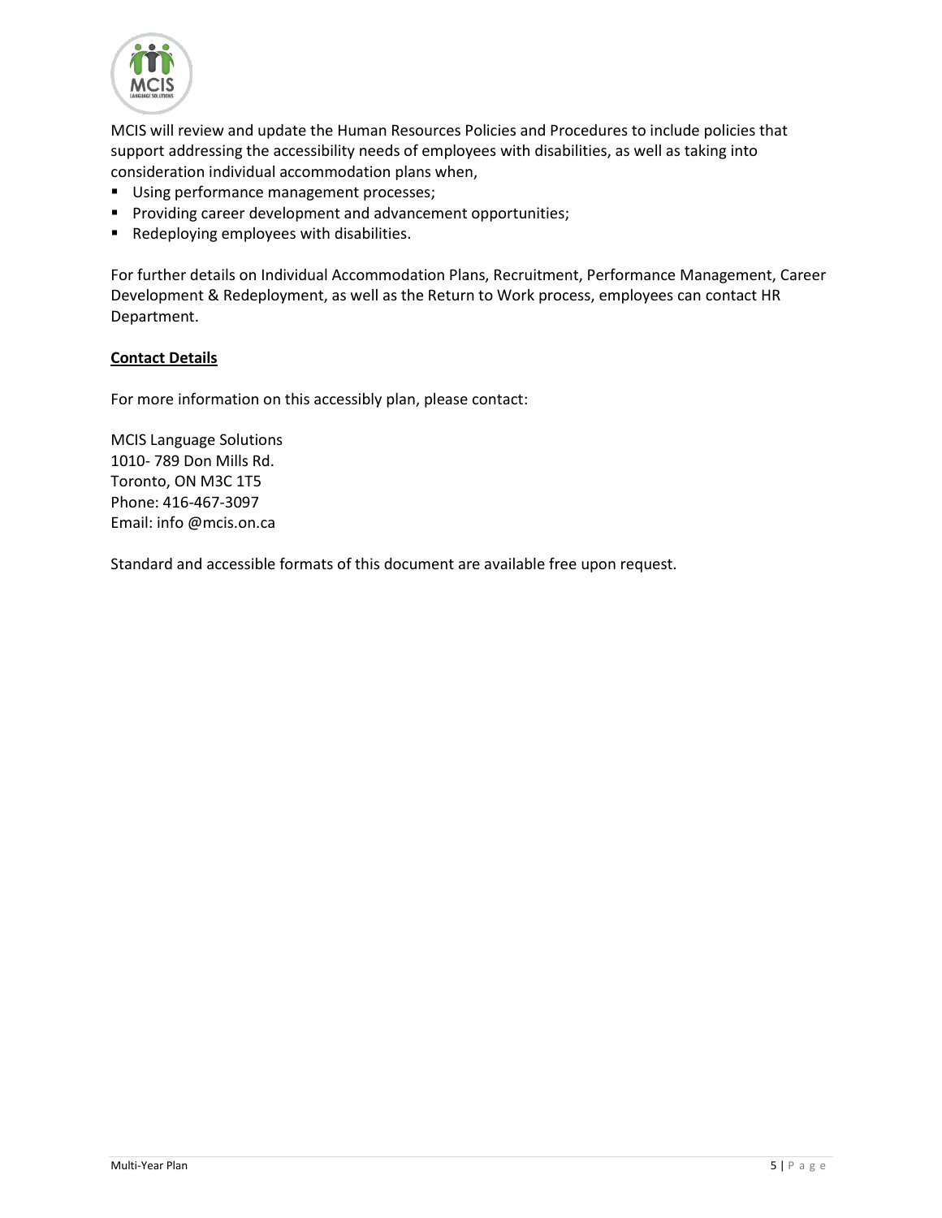MCIS will review and update the Human Resources Policies and Procedures to include policies that support addressing the accessibility needs of employees with disabilities, as well as taking into consideration individual accommodation plans when,

- Using performance management processes;
- Providing career development and advancement opportunities;
- Redeploying employees with disabilities.

For further details on Individual Accommodation Plans, Recruitment, Performance Management, Career Development & Redeployment, as well as the Return to Work process, employees can contact HR Department.

**Contact Details**

For more information on this accessibly plan, please contact:

MCIS Language Solutions
1010- 789 Don Mills Rd.
Toronto, ON M3C 1T5
Phone: 416-467-3097
Email: info @mcis.on.ca

Standard and accessible formats of this document are available free upon request.